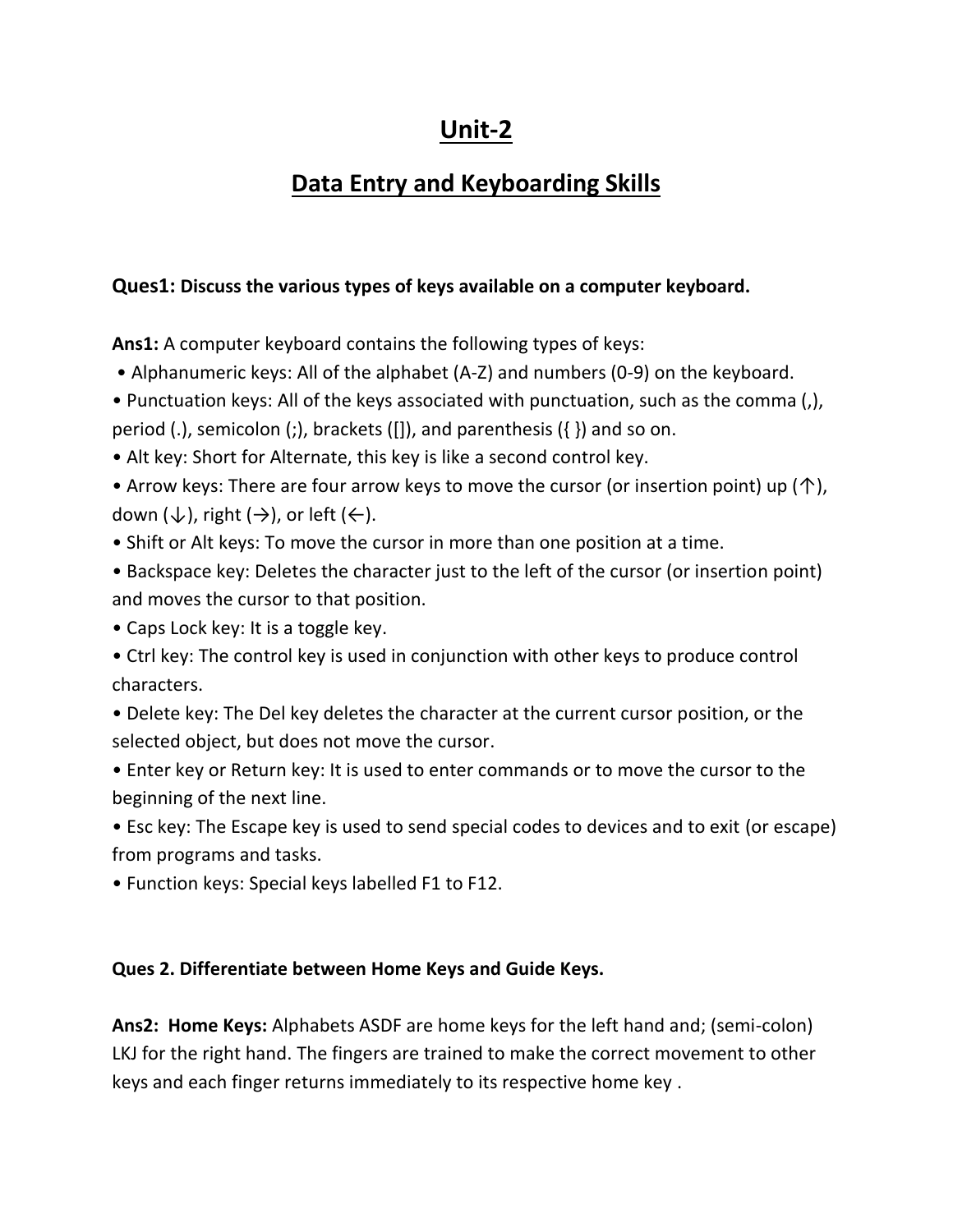# Unit-2

## Data Entry and Keyboarding Skills

**Ques1: Discuss the various types of keys available on a computer keyboard.**

**Ans1:** A computer keyboard contains the following types of keys:

- Alphanumeric keys: All of the alphabet (A-Z) and numbers (0-9) on the keyboard.
- Punctuation keys: All of the keys associated with punctuation, such as the comma (,), period (.), semicolon (;), brackets ([]), and parenthesis ({ }) and so on.
- Alt key: Short for Alternate, this key is like a second control key.
- Arrow keys: There are four arrow keys to move the cursor (or insertion point) up (↑), down (↓), right (→), or left (←).
- Shift or Alt keys: To move the cursor in more than one position at a time.
- Backspace key: Deletes the character just to the left of the cursor (or insertion point) and moves the cursor to that position.
- Caps Lock key: It is a toggle key.
- Ctrl key: The control key is used in conjunction with other keys to produce control characters.
- Delete key: The Del key deletes the character at the current cursor position, or the selected object, but does not move the cursor.
- Enter key or Return key: It is used to enter commands or to move the cursor to the beginning of the next line.
- Esc key: The Escape key is used to send special codes to devices and to exit (or escape) from programs and tasks.
- Function keys: Special keys labelled F1 to F12.

**Ques 2. Differentiate between Home Keys and Guide Keys.**

**Ans2: Home Keys:** Alphabets ASDF are home keys for the left hand and; (semi-colon) LKJ for the right hand. The fingers are trained to make the correct movement to other keys and each finger returns immediately to its respective home key .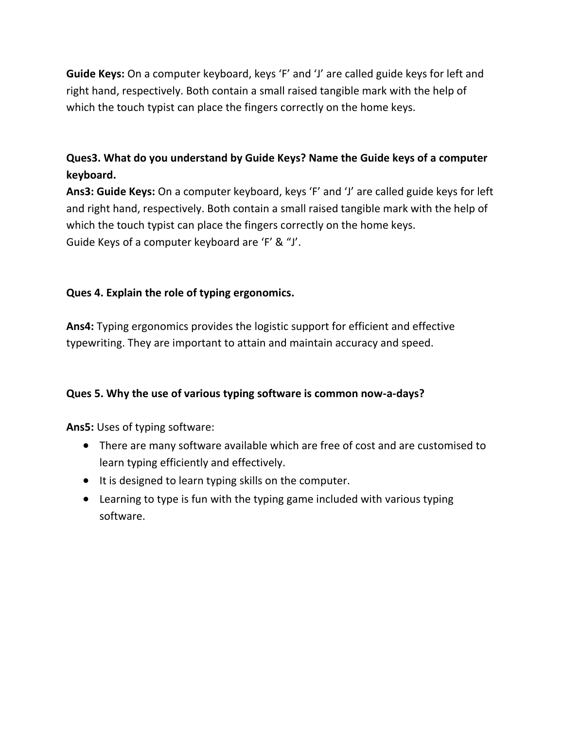**Guide Keys:** On a computer keyboard, keys 'F' and 'J' are called guide keys for left and right hand, respectively. Both contain a small raised tangible mark with the help of which the touch typist can place the fingers correctly on the home keys.

**Ques3. What do you understand by Guide Keys? Name the Guide keys of a computer keyboard.**

**Ans3: Guide Keys:** On a computer keyboard, keys 'F' and 'J' are called guide keys for left and right hand, respectively. Both contain a small raised tangible mark with the help of which the touch typist can place the fingers correctly on the home keys.
Guide Keys of a computer keyboard are 'F' & "J'.

**Ques 4. Explain the role of typing ergonomics.**

**Ans4:** Typing ergonomics provides the logistic support for efficient and effective typewriting. They are important to attain and maintain accuracy and speed.

**Ques 5. Why the use of various typing software is common now-a-days?**

**Ans5:** Uses of typing software:

- There are many software available which are free of cost and are customised to learn typing efficiently and effectively.
- It is designed to learn typing skills on the computer.
- Learning to type is fun with the typing game included with various typing software.